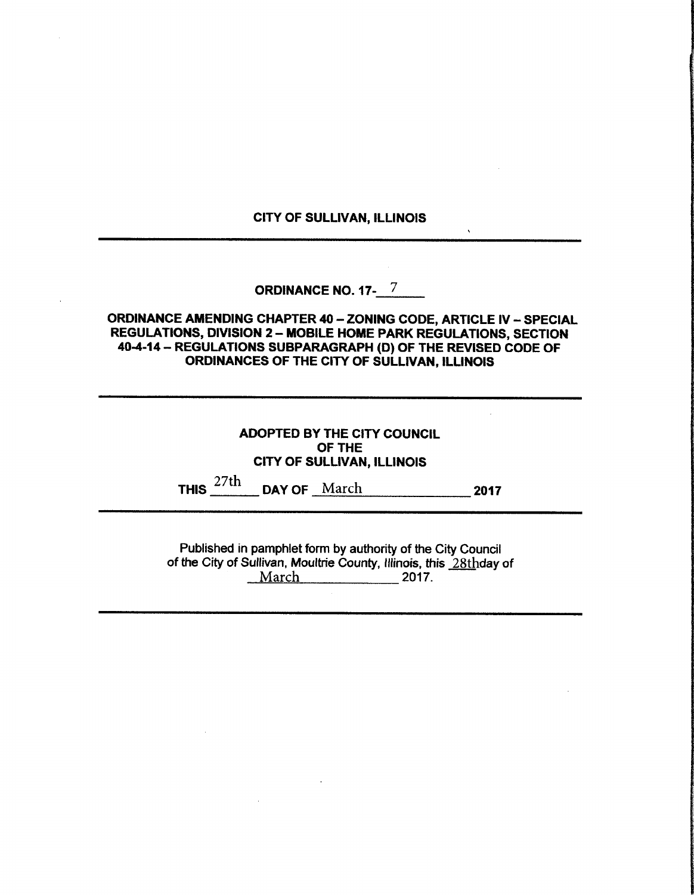**CITY OF SULLIVAN, ILLINOIS**

---

**ORDINANCE NO. 17-\_\_7\_\_**

**ORDINANCE AMENDING CHAPTER 40 – ZONING CODE, ARTICLE IV – SPECIAL REGULATIONS, DIVISION 2 – MOBILE HOME PARK REGULATIONS, SECTION 40-4-14 – REGULATIONS SUBPARAGRAPH (D) OF THE REVISED CODE OF ORDINANCES OF THE CITY OF SULLIVAN, ILLINOIS**

---

**ADOPTED BY THE CITY COUNCIL**
**OF THE**
**CITY OF SULLIVAN, ILLINOIS**

**THIS** 27th **DAY OF** March **2017**

---

Published in pamphlet form by authority of the City Council of the City of Sullivan, Moultrie County, Illinois, this 28th day of March 2017.

---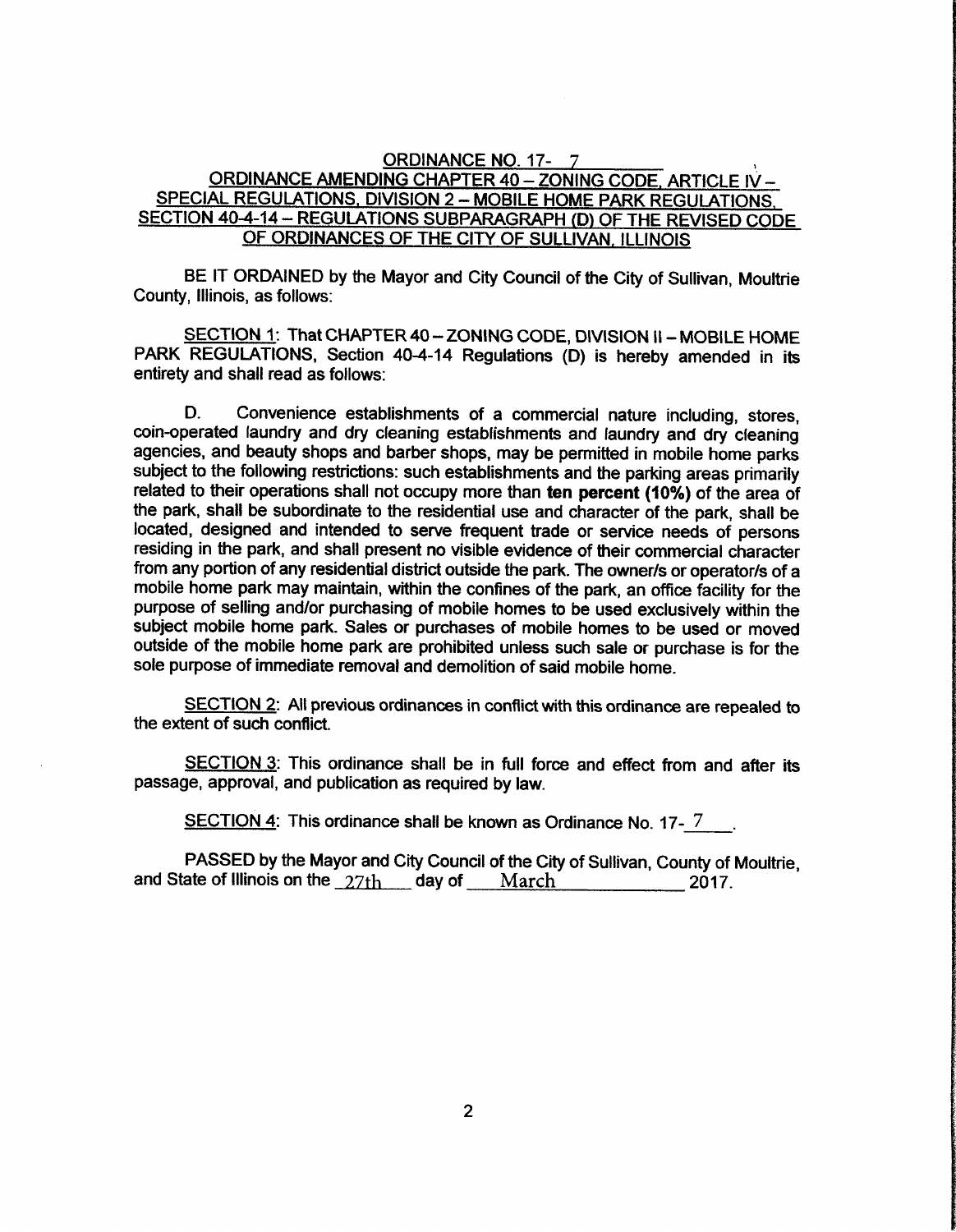**ORDINANCE NO. 17- 7**

**ORDINANCE AMENDING CHAPTER 40 – ZONING CODE, ARTICLE IV – SPECIAL REGULATIONS, DIVISION 2 – MOBILE HOME PARK REGULATIONS, SECTION 40-4-14 – REGULATIONS SUBPARAGRAPH (D) OF THE REVISED CODE OF ORDINANCES OF THE CITY OF SULLIVAN, ILLINOIS**

BE IT ORDAINED by the Mayor and City Council of the City of Sullivan, Moultrie County, Illinois, as follows:

SECTION 1: That CHAPTER 40 – ZONING CODE, DIVISION II – MOBILE HOME PARK REGULATIONS, Section 40-4-14 Regulations (D) is hereby amended in its entirety and shall read as follows:

D. Convenience establishments of a commercial nature including, stores, coin-operated laundry and dry cleaning establishments and laundry and dry cleaning agencies, and beauty shops and barber shops, may be permitted in mobile home parks subject to the following restrictions: such establishments and the parking areas primarily related to their operations shall not occupy more than **ten percent (10%)** of the area of the park, shall be subordinate to the residential use and character of the park, shall be located, designed and intended to serve frequent trade or service needs of persons residing in the park, and shall present no visible evidence of their commercial character from any portion of any residential district outside the park. The owner/s or operator/s of a mobile home park may maintain, within the confines of the park, an office facility for the purpose of selling and/or purchasing of mobile homes to be used exclusively within the subject mobile home park. Sales or purchases of mobile homes to be used or moved outside of the mobile home park are prohibited unless such sale or purchase is for the sole purpose of immediate removal and demolition of said mobile home.

SECTION 2: All previous ordinances in conflict with this ordinance are repealed to the extent of such conflict.

SECTION 3: This ordinance shall be in full force and effect from and after its passage, approval, and publication as required by law.

SECTION 4: This ordinance shall be known as Ordinance No. 17- 7 .

PASSED by the Mayor and City Council of the City of Sullivan, County of Moultrie, and State of Illinois on the 27th day of March 2017.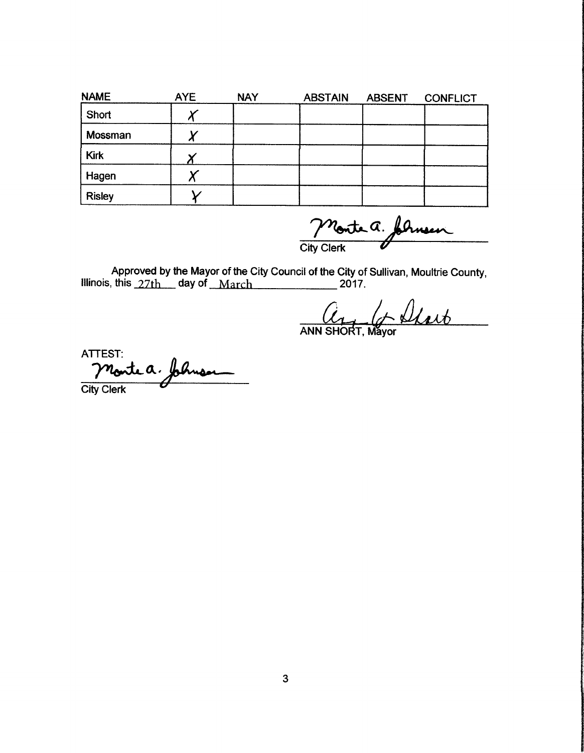| NAME | AYE | NAY | ABSTAIN | ABSENT | CONFLICT |
|---|---|---|---|---|---|
| Short | X | | | | |
| Mossman | X | | | | |
| Kirk | X | | | | |
| Hagen | X | | | | |
| Risley | Y | | | | |

Monte A. Johnson
City Clerk

Approved by the Mayor of the City Council of the City of Sullivan, Moultrie County, Illinois, this 27th day of March 2017.

Ann G. Short
ANN SHORT, Mayor

ATTEST:
Monte A. Johnson
City Clerk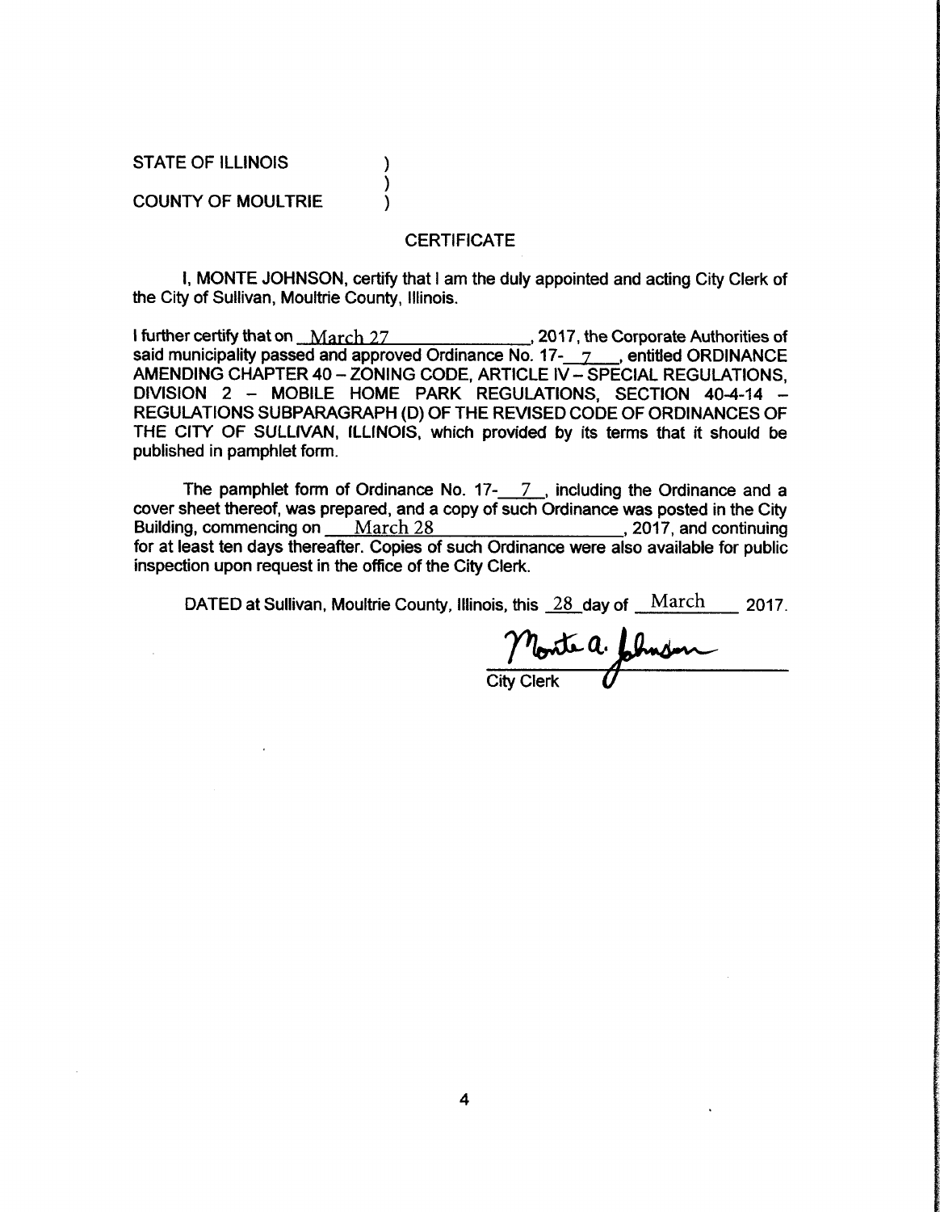STATE OF ILLINOIS )
)
COUNTY OF MOULTRIE )

**CERTIFICATE**

I, MONTE JOHNSON, certify that I am the duly appointed and acting City Clerk of the City of Sullivan, Moultrie County, Illinois.

I further certify that on March 27, 2017, the Corporate Authorities of said municipality passed and approved Ordinance No. 17-7, entitled ORDINANCE AMENDING CHAPTER 40 – ZONING CODE, ARTICLE IV – SPECIAL REGULATIONS, DIVISION 2 – MOBILE HOME PARK REGULATIONS, SECTION 40-4-14 – REGULATIONS SUBPARAGRAPH (D) OF THE REVISED CODE OF ORDINANCES OF THE CITY OF SULLIVAN, ILLINOIS, which provided by its terms that it should be published in pamphlet form.

The pamphlet form of Ordinance No. 17-7, including the Ordinance and a cover sheet thereof, was prepared, and a copy of such Ordinance was posted in the City Building, commencing on March 28, 2017, and continuing for at least ten days thereafter. Copies of such Ordinance were also available for public inspection upon request in the office of the City Clerk.

DATED at Sullivan, Moultrie County, Illinois, this 28 day of March 2017.

Monte A. Johnson
City Clerk